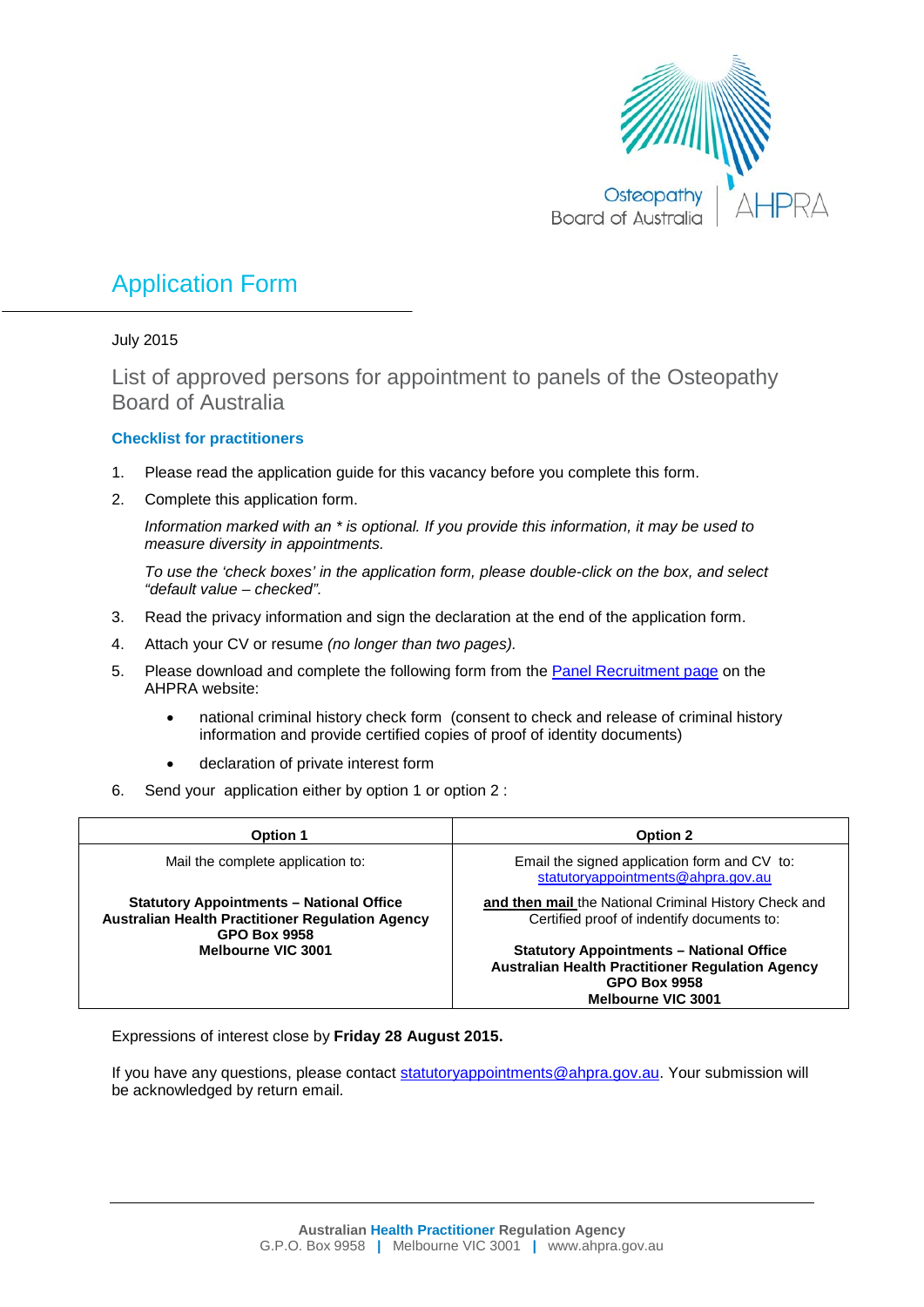Osteopathy Board of Australia | AHPRA

# Application Form

July 2015

## List of approved persons for appointment to panels of the Osteopathy Board of Australia

### Checklist for practitioners

1. Please read the application guide for this vacancy before you complete this form.
2. Complete this application form.

   *Information marked with an * is optional. If you provide this information, it may be used to measure diversity in appointments.*

   *To use the 'check boxes' in the application form, please double-click on the box, and select "default value – checked".*
3. Read the privacy information and sign the declaration at the end of the application form.
4. Attach your CV or resume *(no longer than two pages).*
5. Please download and complete the following form from the Panel Recruitment page on the AHPRA website:
   - national criminal history check form (consent to check and release of criminal history information and provide certified copies of proof of identity documents)
   - declaration of private interest form
6. Send your application either by option 1 or option 2 :

| Option 1 | Option 2 |
|---|---|
| Mail the complete application to:<br><br>**Statutory Appointments – National Office**<br>**Australian Health Practitioner Regulation Agency**<br>**GPO Box 9958**<br>**Melbourne VIC 3001** | Email the signed application form and CV to:<br>statutoryappointments@ahpra.gov.au<br><br>**and then mail** the National Criminal History Check and Certified proof of indentify documents to:<br><br>**Statutory Appointments – National Office**<br>**Australian Health Practitioner Regulation Agency**<br>**GPO Box 9958**<br>**Melbourne VIC 3001** |

Expressions of interest close by **Friday 28 August 2015.**

If you have any questions, please contact statutoryappointments@ahpra.gov.au. Your submission will be acknowledged by return email.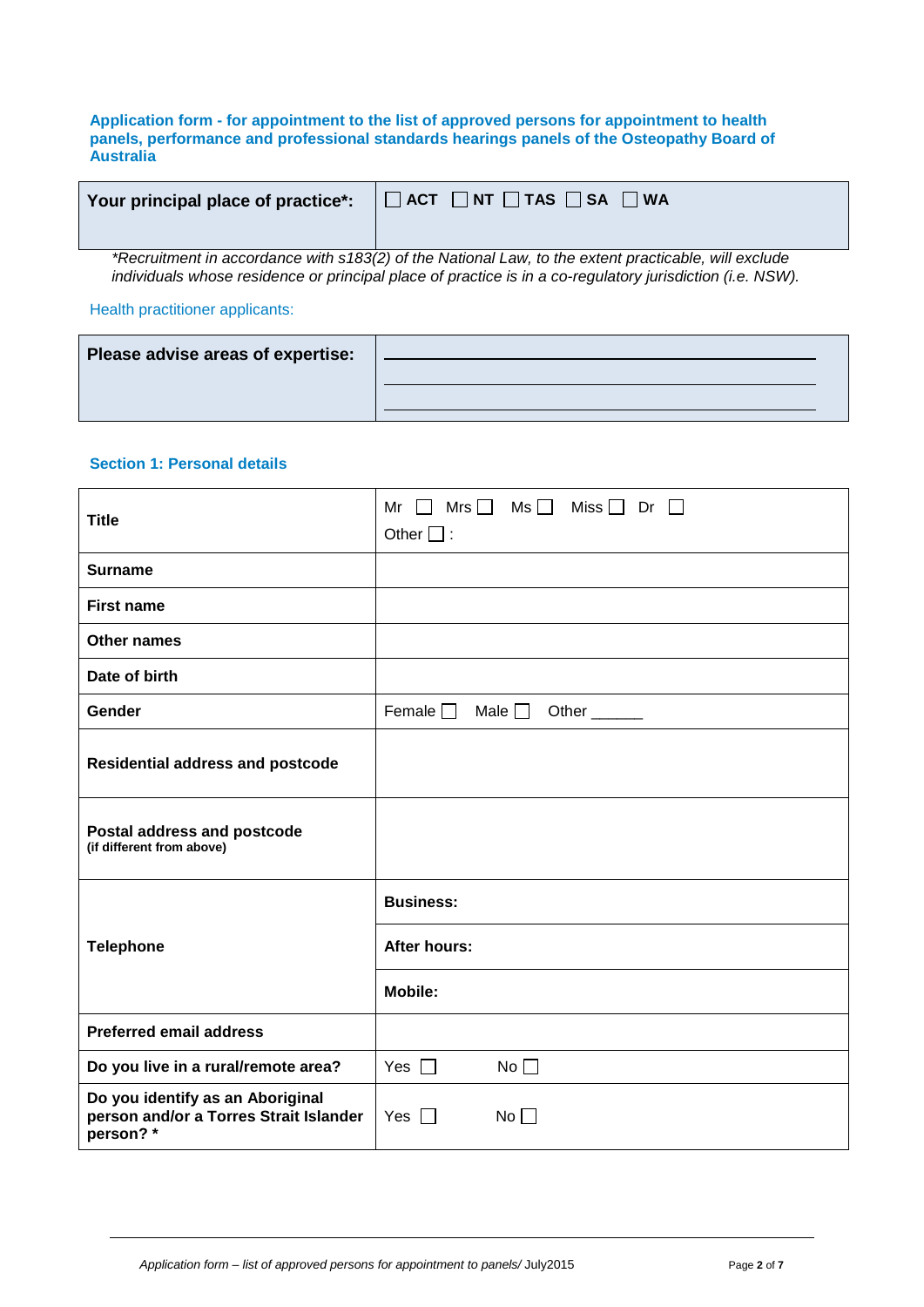**Application form - for appointment to the list of approved persons for appointment to health panels, performance and professional standards hearings panels of the Osteopathy Board of Australia**

| **Your principal place of practice*:** | ☐ ACT ☐ NT ☐ TAS ☐ SA ☐ WA |
|---|---|

*\*Recruitment in accordance with s183(2) of the National Law, to the extent practicable, will exclude individuals whose residence or principal place of practice is in a co-regulatory jurisdiction (i.e. NSW).*

Health practitioner applicants:

| **Please advise areas of expertise:** | ______________________ ______________________ ______________________ |
|---|---|

### Section 1: Personal details

| | | |
|---|---|---|
| **Title** | Mr ☐ Mrs ☐ Ms ☐ Miss ☐ Dr ☐ Other ☐ : | |
| **Surname** | | |
| **First name** | | |
| **Other names** | | |
| **Date of birth** | | |
| **Gender** | Female ☐ Male ☐ Other ______ | |
| **Residential address and postcode** | | |
| **Postal address and postcode** **(if different from above)** | | |
| **Telephone** | **Business:** | |
| | **After hours:** | |
| | **Mobile:** | |
| **Preferred email address** | | |
| **Do you live in a rural/remote area?** | Yes ☐ | No ☐ |
| **Do you identify as an Aboriginal person and/or a Torres Strait Islander person? *** | Yes ☐ | No ☐ |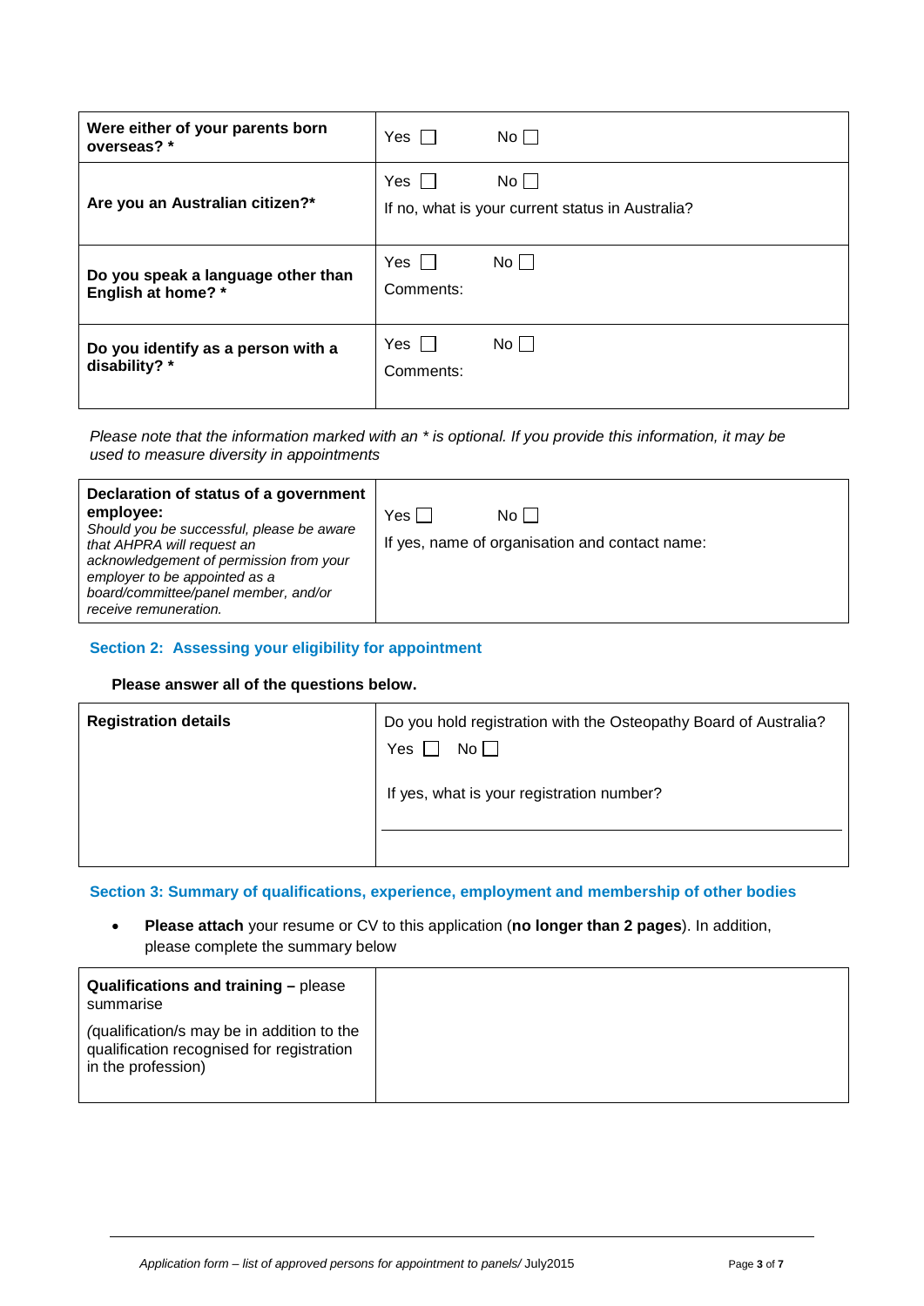| | |
|---|---|
| **Were either of your parents born overseas? *** | Yes ☐ No ☐ |
| **Are you an Australian citizen?*** | Yes ☐ No ☐<br>If no, what is your current status in Australia? |
| **Do you speak a language other than English at home? *** | Yes ☐ No ☐<br>Comments: |
| **Do you identify as a person with a disability? *** | Yes ☐ No ☐<br>Comments: |

*Please note that the information marked with an * is optional. If you provide this information, it may be used to measure diversity in appointments*

| | |
|---|---|
| **Declaration of status of a government employee:**<br>*Should you be successful, please be aware that AHPRA will request an acknowledgement of permission from your employer to be appointed as a board/committee/panel member, and/or receive remuneration.* | Yes ☐ No ☐<br>If yes, name of organisation and contact name: |

## Section 2: Assessing your eligibility for appointment

**Please answer all of the questions below.**

| | |
|---|---|
| **Registration details** | Do you hold registration with the Osteopathy Board of Australia?<br>Yes ☐ No ☐<br>If yes, what is your registration number? |

## Section 3: Summary of qualifications, experience, employment and membership of other bodies

- **Please attach** your resume or CV to this application (**no longer than 2 pages**). In addition, please complete the summary below

| | |
|---|---|
| **Qualifications and training –** please summarise<br>(qualification/s may be in addition to the qualification recognised for registration in the profession) | |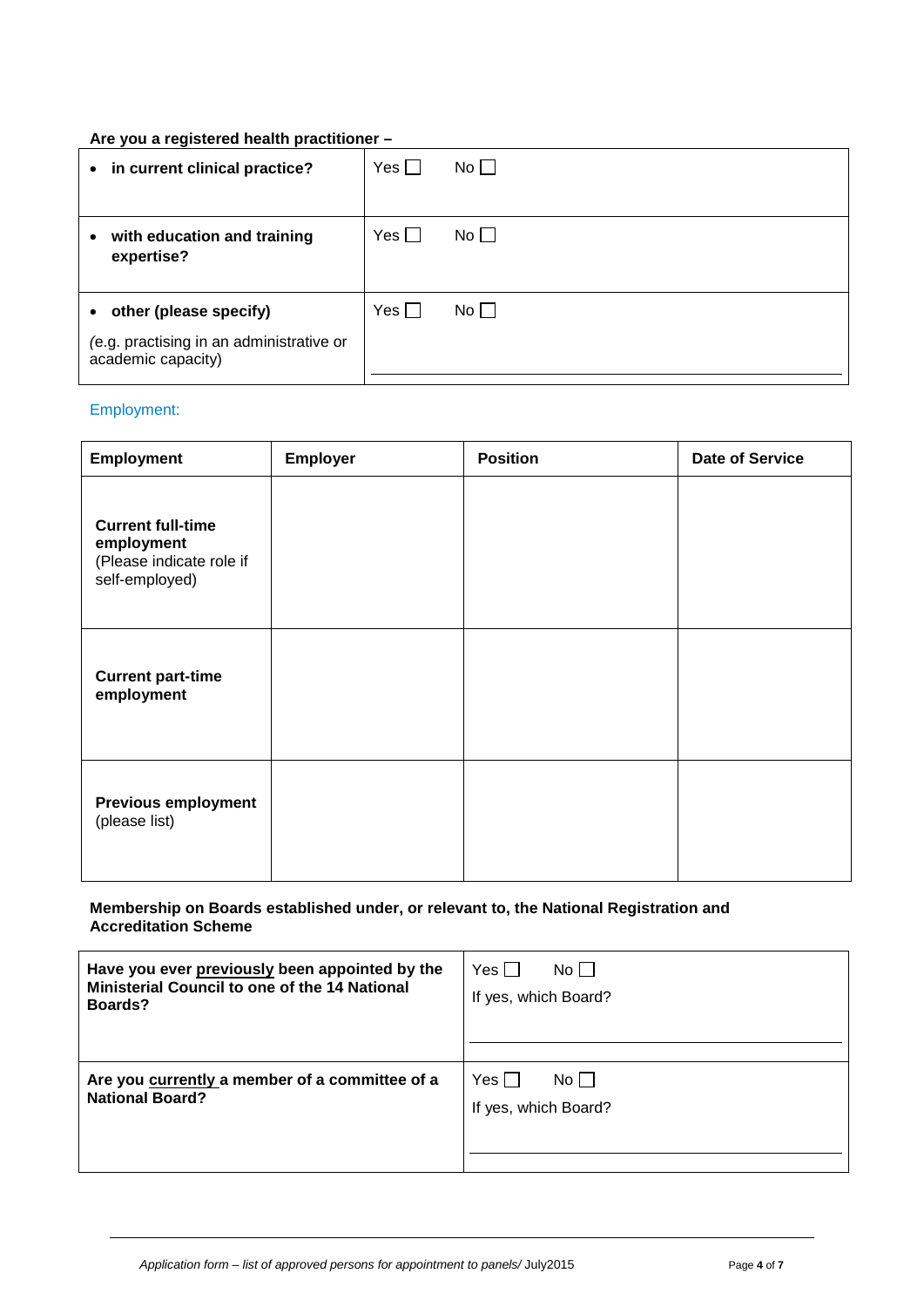**Are you a registered health practitioner –**

| | |
|---|---|
| • **in current clinical practice?** | Yes ☐ No ☐ |
| • **with education and training expertise?** | Yes ☐ No ☐ |
| • **other (please specify)** (e.g. practising in an administrative or academic capacity) | Yes ☐ No ☐ |

Employment:

| Employment | Employer | Position | Date of Service |
|---|---|---|---|
| **Current full-time employment** (Please indicate role if self-employed) | | | |
| **Current part-time employment** | | | |
| **Previous employment** (please list) | | | |

**Membership on Boards established under, or relevant to, the National Registration and Accreditation Scheme**

| | |
|---|---|
| **Have you ever previously been appointed by the Ministerial Council to one of the 14 National Boards?** | Yes ☐ No ☐<br>If yes, which Board? |
| **Are you currently a member of a committee of a National Board?** | Yes ☐ No ☐<br>If yes, which Board? |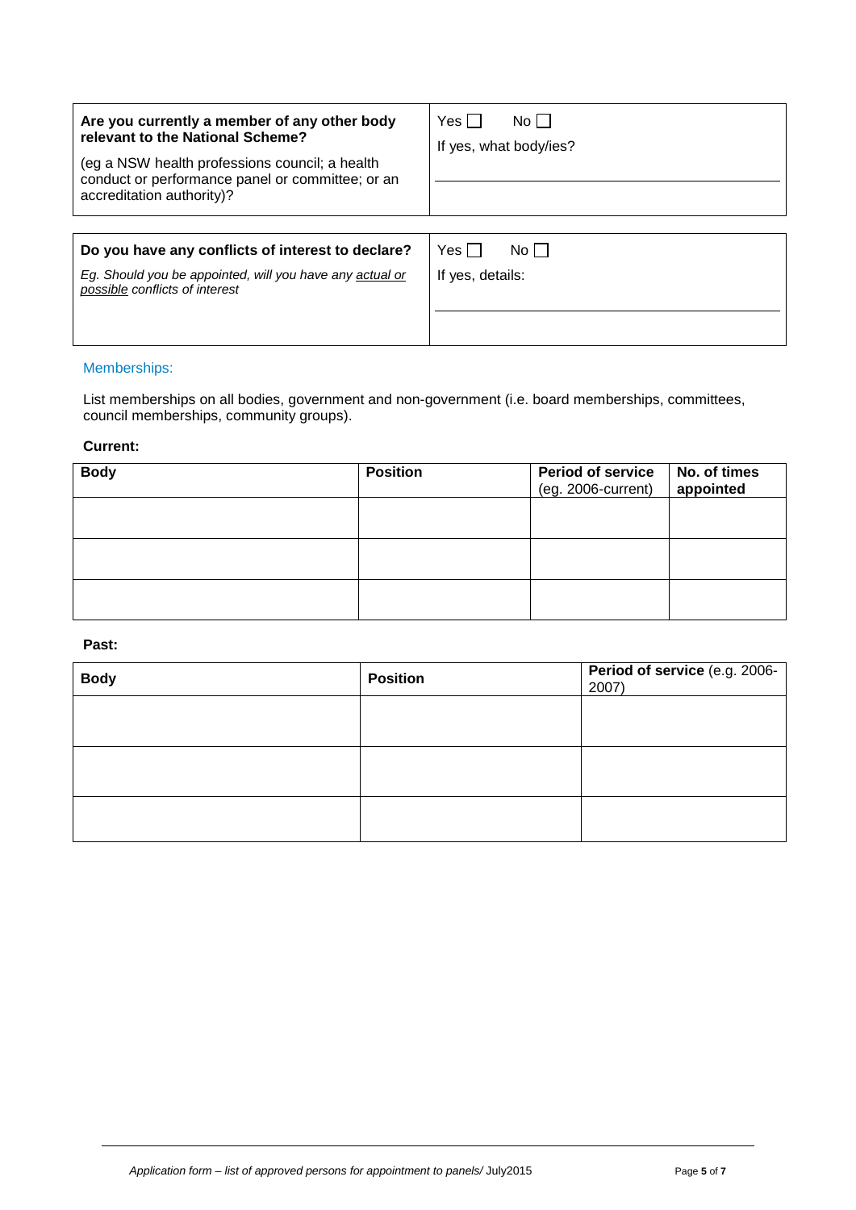| **Are you currently a member of any other body relevant to the National Scheme?**<br><br>(eg a NSW health professions council; a health conduct or performance panel or committee; or an accreditation authority)? | Yes ☐ No ☐<br>If yes, what body/ies? |
|---|---|

| **Do you have any conflicts of interest to declare?**<br><br>*Eg. Should you be appointed, will you have any actual or possible conflicts of interest* | Yes ☐ No ☐<br>If yes, details: |
|---|---|

## Memberships:

List memberships on all bodies, government and non-government (i.e. board memberships, committees, council memberships, community groups).

**Current:**

| **Body** | **Position** | **Period of service** (eg. 2006-current) | **No. of times appointed** |
|---|---|---|---|
| | | | |
| | | | |
| | | | |

**Past:**

| **Body** | **Position** | **Period of service** (e.g. 2006-2007) |
|---|---|---|
| | | |
| | | |
| | | |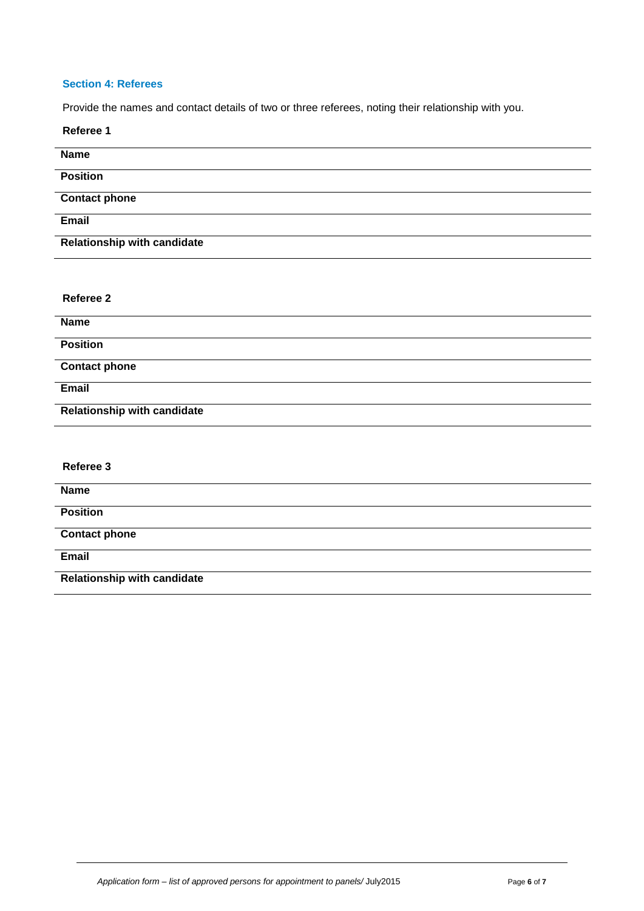### Section 4: Referees

Provide the names and contact details of two or three referees, noting their relationship with you.

**Referee 1**

| | |
|---|---|
| **Name** | |
| **Position** | |
| **Contact phone** | |
| **Email** | |
| **Relationship with candidate** | |

**Referee 2**

| | |
|---|---|
| **Name** | |
| **Position** | |
| **Contact phone** | |
| **Email** | |
| **Relationship with candidate** | |

**Referee 3**

| | |
|---|---|
| **Name** | |
| **Position** | |
| **Contact phone** | |
| **Email** | |
| **Relationship with candidate** | |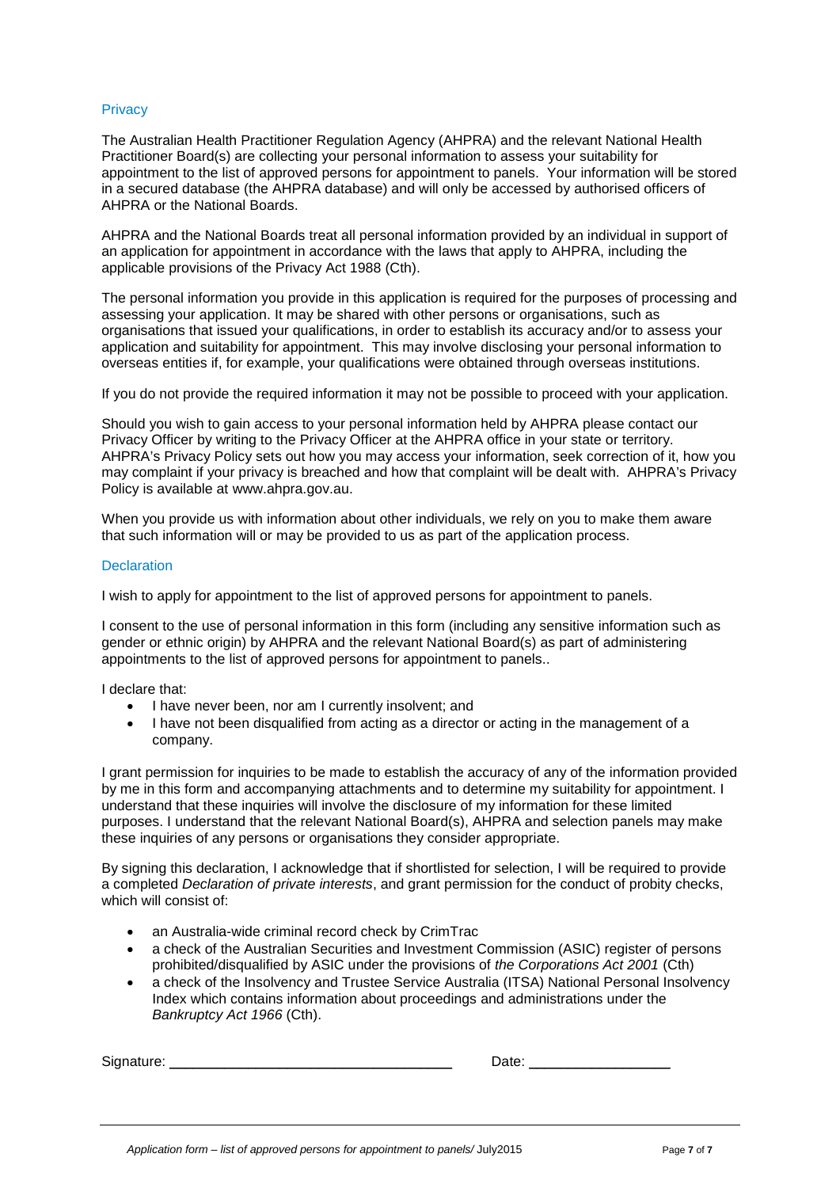## Privacy

The Australian Health Practitioner Regulation Agency (AHPRA) and the relevant National Health Practitioner Board(s) are collecting your personal information to assess your suitability for appointment to the list of approved persons for appointment to panels. Your information will be stored in a secured database (the AHPRA database) and will only be accessed by authorised officers of AHPRA or the National Boards.

AHPRA and the National Boards treat all personal information provided by an individual in support of an application for appointment in accordance with the laws that apply to AHPRA, including the applicable provisions of the Privacy Act 1988 (Cth).

The personal information you provide in this application is required for the purposes of processing and assessing your application. It may be shared with other persons or organisations, such as organisations that issued your qualifications, in order to establish its accuracy and/or to assess your application and suitability for appointment. This may involve disclosing your personal information to overseas entities if, for example, your qualifications were obtained through overseas institutions.

If you do not provide the required information it may not be possible to proceed with your application.

Should you wish to gain access to your personal information held by AHPRA please contact our Privacy Officer by writing to the Privacy Officer at the AHPRA office in your state or territory. AHPRA's Privacy Policy sets out how you may access your information, seek correction of it, how you may complaint if your privacy is breached and how that complaint will be dealt with. AHPRA's Privacy Policy is available at www.ahpra.gov.au.

When you provide us with information about other individuals, we rely on you to make them aware that such information will or may be provided to us as part of the application process.

## Declaration

I wish to apply for appointment to the list of approved persons for appointment to panels.

I consent to the use of personal information in this form (including any sensitive information such as gender or ethnic origin) by AHPRA and the relevant National Board(s) as part of administering appointments to the list of approved persons for appointment to panels..

I declare that:

- I have never been, nor am I currently insolvent; and
- I have not been disqualified from acting as a director or acting in the management of a company.

I grant permission for inquiries to be made to establish the accuracy of any of the information provided by me in this form and accompanying attachments and to determine my suitability for appointment. I understand that these inquiries will involve the disclosure of my information for these limited purposes. I understand that the relevant National Board(s), AHPRA and selection panels may make these inquiries of any persons or organisations they consider appropriate.

By signing this declaration, I acknowledge that if shortlisted for selection, I will be required to provide a completed *Declaration of private interests*, and grant permission for the conduct of probity checks, which will consist of:

- an Australia-wide criminal record check by CrimTrac
- a check of the Australian Securities and Investment Commission (ASIC) register of persons prohibited/disqualified by ASIC under the provisions of *the Corporations Act 2001* (Cth)
- a check of the Insolvency and Trustee Service Australia (ITSA) National Personal Insolvency Index which contains information about proceedings and administrations under the *Bankruptcy Act 1966* (Cth).

Signature: ___________________________________ Date: __________________

*Application form – list of approved persons for appointment to panels/* July2015